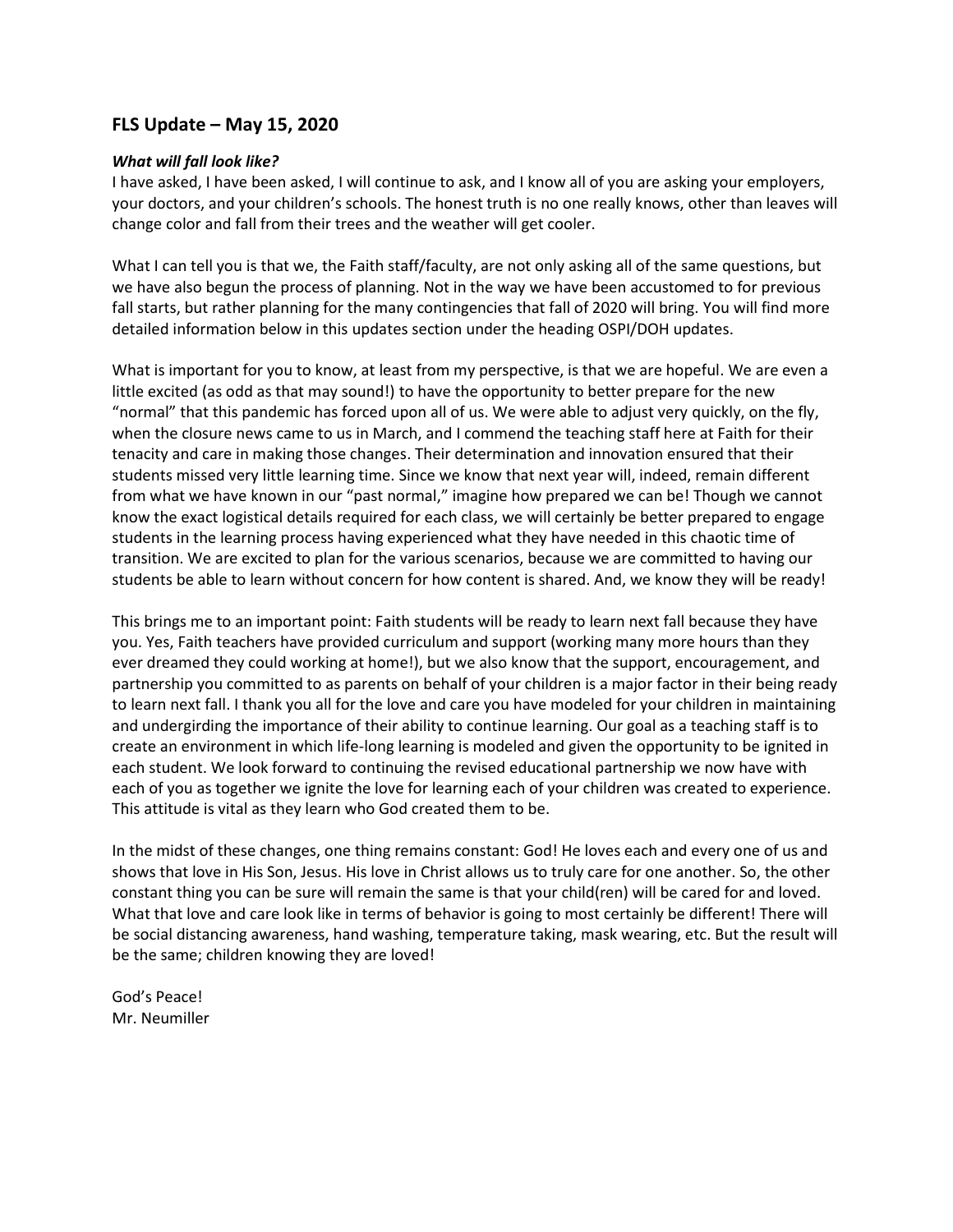## FLS Update – May 15, 2020

***What will fall look like?***

I have asked, I have been asked, I will continue to ask, and I know all of you are asking your employers, your doctors, and your children's schools. The honest truth is no one really knows, other than leaves will change color and fall from their trees and the weather will get cooler.

What I can tell you is that we, the Faith staff/faculty, are not only asking all of the same questions, but we have also begun the process of planning. Not in the way we have been accustomed to for previous fall starts, but rather planning for the many contingencies that fall of 2020 will bring. You will find more detailed information below in this updates section under the heading OSPI/DOH updates.

What is important for you to know, at least from my perspective, is that we are hopeful. We are even a little excited (as odd as that may sound!) to have the opportunity to better prepare for the new "normal" that this pandemic has forced upon all of us. We were able to adjust very quickly, on the fly, when the closure news came to us in March, and I commend the teaching staff here at Faith for their tenacity and care in making those changes. Their determination and innovation ensured that their students missed very little learning time. Since we know that next year will, indeed, remain different from what we have known in our "past normal," imagine how prepared we can be! Though we cannot know the exact logistical details required for each class, we will certainly be better prepared to engage students in the learning process having experienced what they have needed in this chaotic time of transition. We are excited to plan for the various scenarios, because we are committed to having our students be able to learn without concern for how content is shared. And, we know they will be ready!

This brings me to an important point: Faith students will be ready to learn next fall because they have you. Yes, Faith teachers have provided curriculum and support (working many more hours than they ever dreamed they could working at home!), but we also know that the support, encouragement, and partnership you committed to as parents on behalf of your children is a major factor in their being ready to learn next fall. I thank you all for the love and care you have modeled for your children in maintaining and undergirding the importance of their ability to continue learning. Our goal as a teaching staff is to create an environment in which life-long learning is modeled and given the opportunity to be ignited in each student. We look forward to continuing the revised educational partnership we now have with each of you as together we ignite the love for learning each of your children was created to experience. This attitude is vital as they learn who God created them to be.

In the midst of these changes, one thing remains constant: God! He loves each and every one of us and shows that love in His Son, Jesus. His love in Christ allows us to truly care for one another. So, the other constant thing you can be sure will remain the same is that your child(ren) will be cared for and loved. What that love and care look like in terms of behavior is going to most certainly be different! There will be social distancing awareness, hand washing, temperature taking, mask wearing, etc. But the result will be the same; children knowing they are loved!

God's Peace!
Mr. Neumiller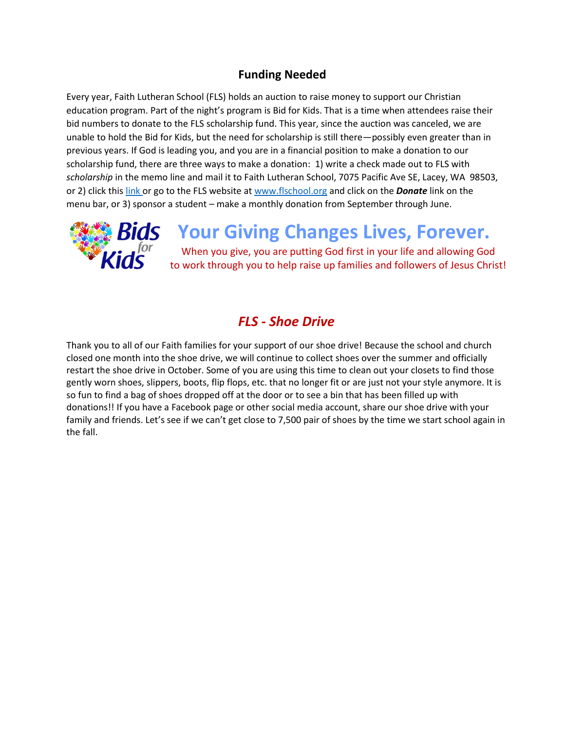## Funding Needed

Every year, Faith Lutheran School (FLS) holds an auction to raise money to support our Christian education program. Part of the night's program is Bid for Kids. That is a time when attendees raise their bid numbers to donate to the FLS scholarship fund. This year, since the auction was canceled, we are unable to hold the Bid for Kids, but the need for scholarship is still there—possibly even greater than in previous years. If God is leading you, and you are in a financial position to make a donation to our scholarship fund, there are three ways to make a donation: 1) write a check made out to FLS with *scholarship* in the memo line and mail it to Faith Lutheran School, 7075 Pacific Ave SE, Lacey, WA 98503, or 2) click this link or go to the FLS website at www.flschool.org and click on the ***Donate*** link on the menu bar, or 3) sponsor a student – make a monthly donation from September through June.

Bids for Kids

# Your Giving Changes Lives, Forever.

When you give, you are putting God first in your life and allowing God to work through you to help raise up families and followers of Jesus Christ!

## *FLS - Shoe Drive*

Thank you to all of our Faith families for your support of our shoe drive! Because the school and church closed one month into the shoe drive, we will continue to collect shoes over the summer and officially restart the shoe drive in October. Some of you are using this time to clean out your closets to find those gently worn shoes, slippers, boots, flip flops, etc. that no longer fit or are just not your style anymore. It is so fun to find a bag of shoes dropped off at the door or to see a bin that has been filled up with donations!! If you have a Facebook page or other social media account, share our shoe drive with your family and friends. Let's see if we can't get close to 7,500 pair of shoes by the time we start school again in the fall.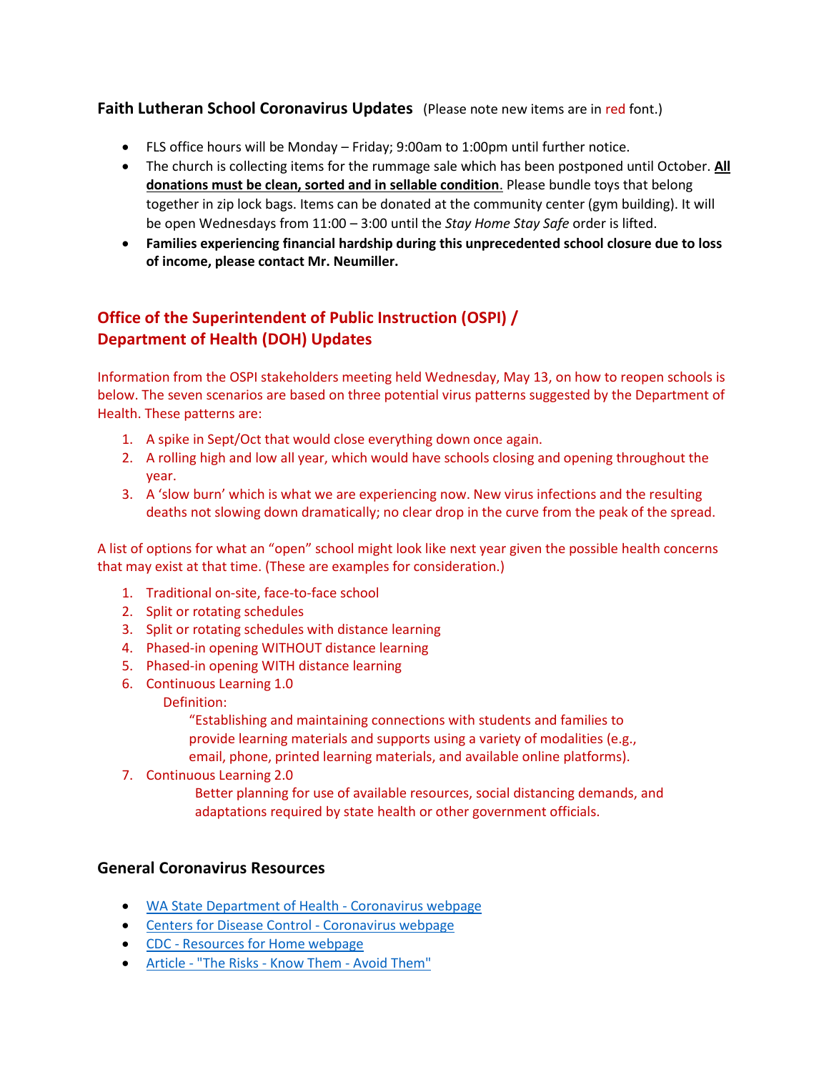## Faith Lutheran School Coronavirus Updates (Please note new items are in red font.)

- FLS office hours will be Monday – Friday; 9:00am to 1:00pm until further notice.
- The church is collecting items for the rummage sale which has been postponed until October. **All donations must be clean, sorted and in sellable condition**. Please bundle toys that belong together in zip lock bags. Items can be donated at the community center (gym building). It will be open Wednesdays from 11:00 – 3:00 until the *Stay Home Stay Safe* order is lifted.
- **Families experiencing financial hardship during this unprecedented school closure due to loss of income, please contact Mr. Neumiller.**

## Office of the Superintendent of Public Instruction (OSPI) / Department of Health (DOH) Updates

Information from the OSPI stakeholders meeting held Wednesday, May 13, on how to reopen schools is below. The seven scenarios are based on three potential virus patterns suggested by the Department of Health. These patterns are:

1. A spike in Sept/Oct that would close everything down once again.
2. A rolling high and low all year, which would have schools closing and opening throughout the year.
3. A 'slow burn' which is what we are experiencing now. New virus infections and the resulting deaths not slowing down dramatically; no clear drop in the curve from the peak of the spread.

A list of options for what an "open" school might look like next year given the possible health concerns that may exist at that time. (These are examples for consideration.)

1. Traditional on-site, face-to-face school
2. Split or rotating schedules
3. Split or rotating schedules with distance learning
4. Phased-in opening WITHOUT distance learning
5. Phased-in opening WITH distance learning
6. Continuous Learning 1.0
   Definition:
   "Establishing and maintaining connections with students and families to provide learning materials and supports using a variety of modalities (e.g., email, phone, printed learning materials, and available online platforms).
7. Continuous Learning 2.0
   Better planning for use of available resources, social distancing demands, and adaptations required by state health or other government officials.

## General Coronavirus Resources

- WA State Department of Health - Coronavirus webpage
- Centers for Disease Control - Coronavirus webpage
- CDC - Resources for Home webpage
- Article - "The Risks - Know Them - Avoid Them"